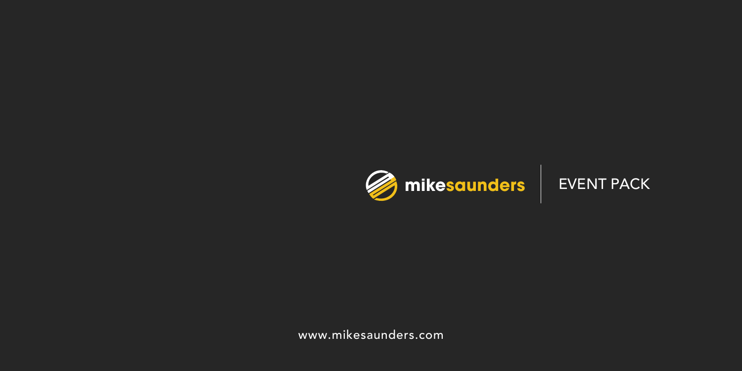# mikesaunders | EVENT PACK

www.mikesaunders.com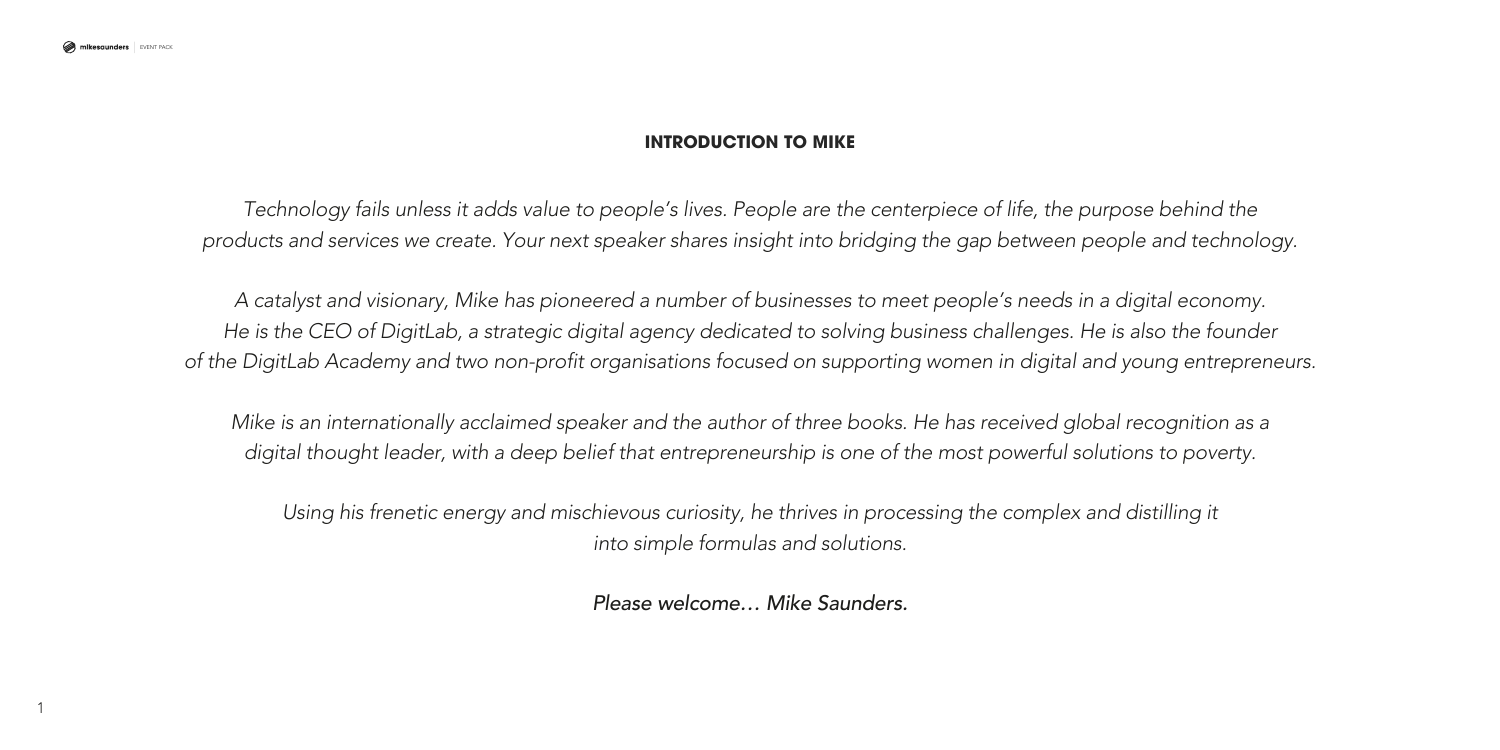## INTRODUCTION TO MIKE

*Technology fails unless it adds value to people's lives. People are the centerpiece of life, the purpose behind the products and services we create. Your next speaker shares insight into bridging the gap between people and technology.*

*A catalyst and visionary, Mike has pioneered a number of businesses to meet people's needs in a digital economy. He is the CEO of DigitLab, a strategic digital agency dedicated to solving business challenges. He is also the founder of the DigitLab Academy and two non-profit organisations focused on supporting women in digital and young entrepreneurs.*

*Mike is an internationally acclaimed speaker and the author of three books. He has received global recognition as a digital thought leader, with a deep belief that entrepreneurship is one of the most powerful solutions to poverty.*

*Using his frenetic energy and mischievous curiosity, he thrives in processing the complex and distilling it into simple formulas and solutions.*

*Please welcome… Mike Saunders.*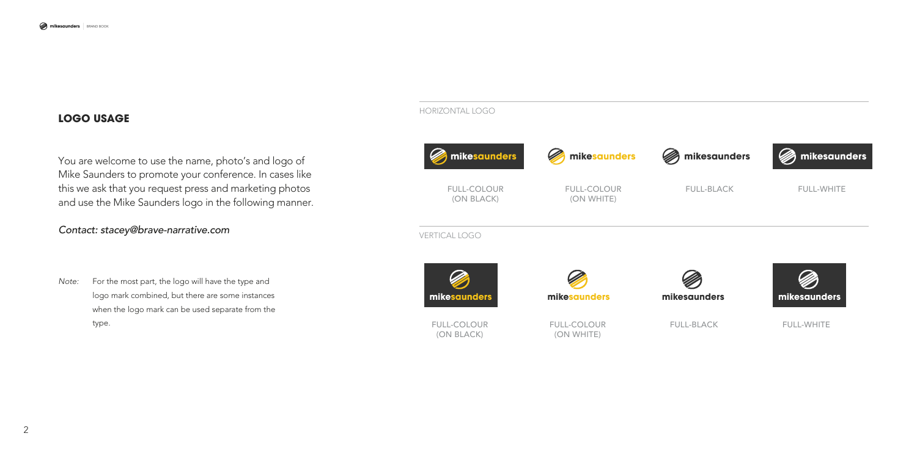## LOGO USAGE

You are welcome to use the name, photo's and logo of Mike Saunders to promote your conference. In cases like this we ask that you request press and marketing photos and use the Mike Saunders logo in the following manner.

*Contact: stacey@brave-narrative.com*

*Note:* For the most part, the logo will have the type and logo mark combined, but there are some instances when the logo mark can be used separate from the type.

HORIZONTAL LOGO

mikesaunders — FULL-COLOUR (ON BLACK)

mikesaunders — FULL-COLOUR (ON WHITE)

mikesaunders — FULL-BLACK

mikesaunders — FULL-WHITE

VERTICAL LOGO

mikesaunders — FULL-COLOUR (ON BLACK)

mikesaunders — FULL-COLOUR (ON WHITE)

mikesaunders — FULL-BLACK

mikesaunders — FULL-WHITE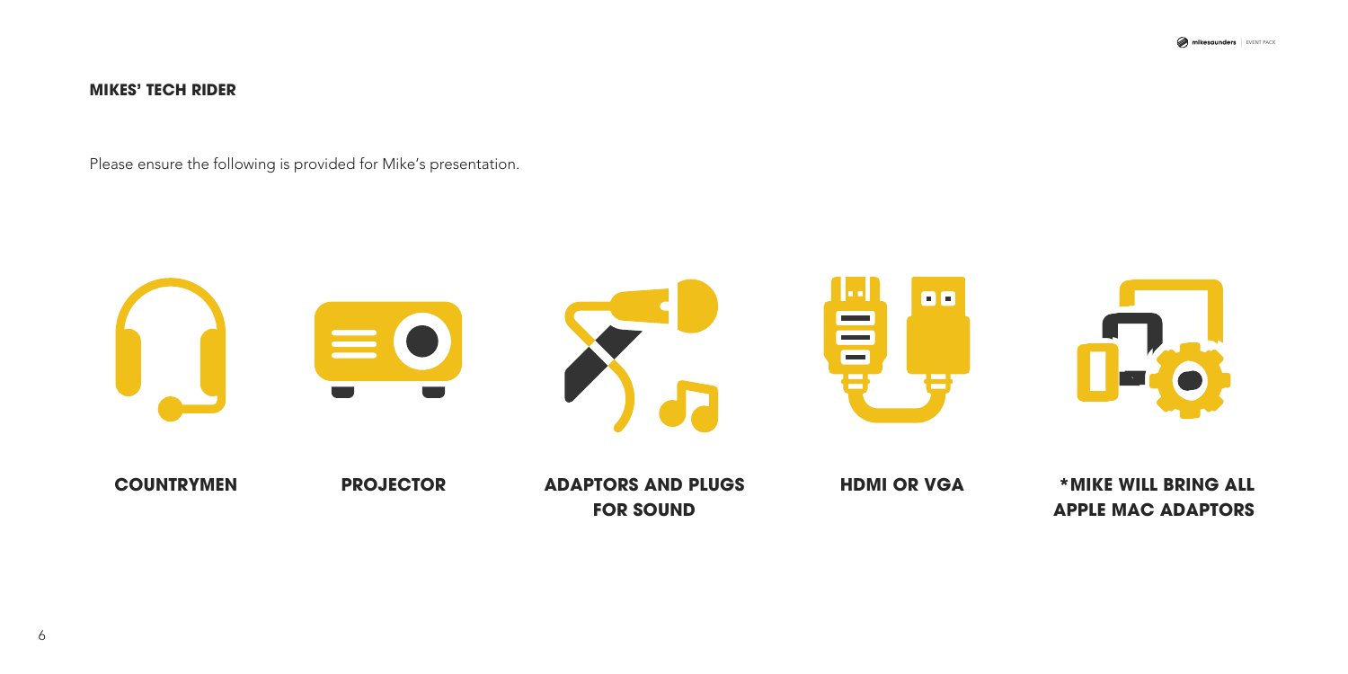## MIKES' TECH RIDER

Please ensure the following is provided for Mike's presentation.

- **COUNTRYMEN**
- **PROJECTOR**
- **ADAPTORS AND PLUGS FOR SOUND**
- **HDMI OR VGA**
- ***MIKE WILL BRING ALL APPLE MAC ADAPTORS**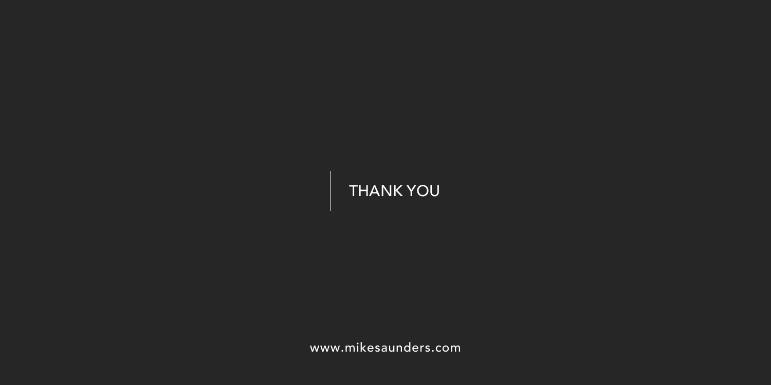THANK YOU

www.mikesaunders.com